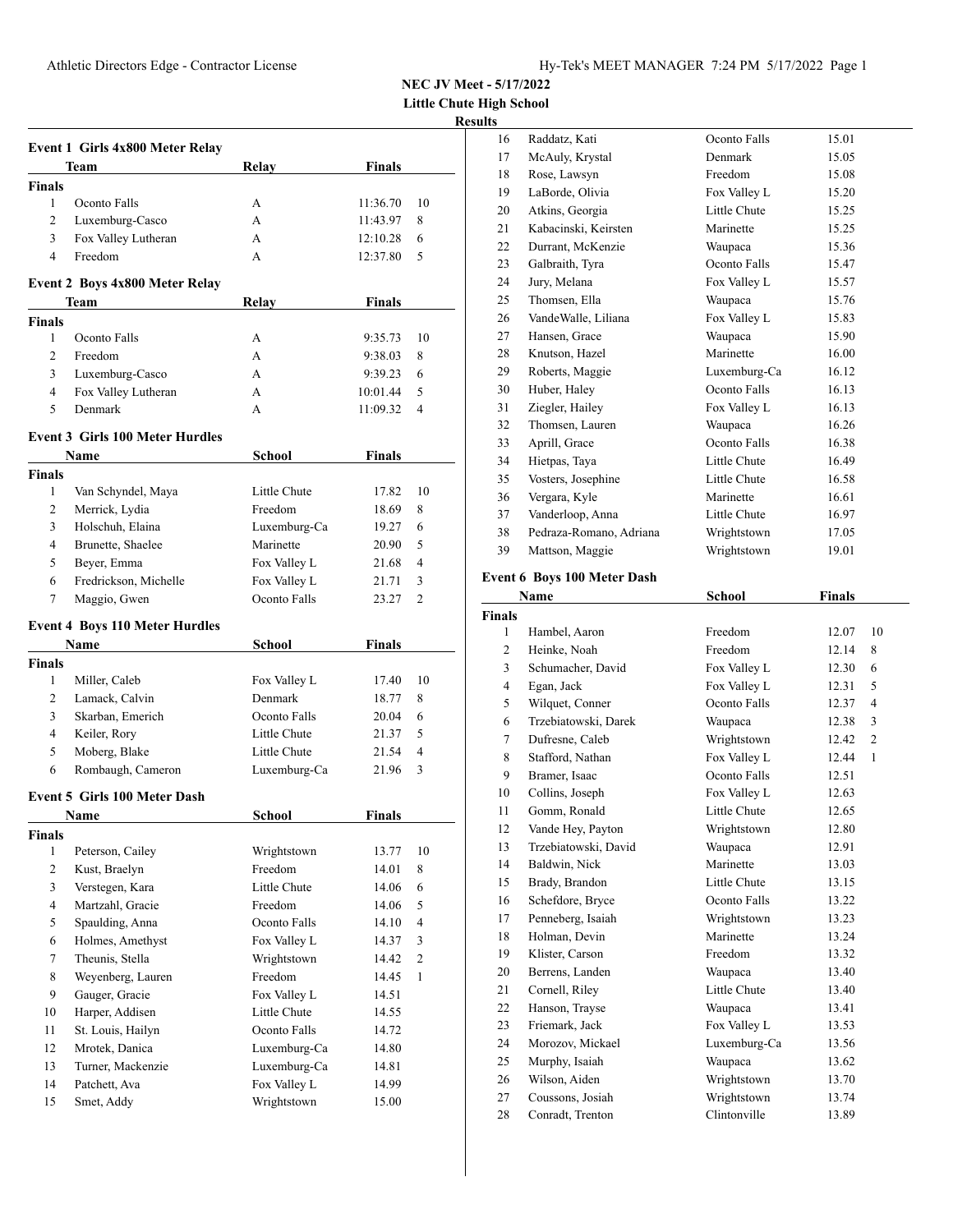**NEC JV Meet - 5/17/2022**
**Little Chute High School**
**Results**

### Event 1 Girls 4x800 Meter Relay

| | Team | Relay | Finals | |
|---|---|---|---|---|
| **Finals** | | | | |
| 1 | Oconto Falls | A | 11:36.70 | 10 |
| 2 | Luxemburg-Casco | A | 11:43.97 | 8 |
| 3 | Fox Valley Lutheran | A | 12:10.28 | 6 |
| 4 | Freedom | A | 12:37.80 | 5 |

### Event 2 Boys 4x800 Meter Relay

| | Team | Relay | Finals | |
|---|---|---|---|---|
| **Finals** | | | | |
| 1 | Oconto Falls | A | 9:35.73 | 10 |
| 2 | Freedom | A | 9:38.03 | 8 |
| 3 | Luxemburg-Casco | A | 9:39.23 | 6 |
| 4 | Fox Valley Lutheran | A | 10:01.44 | 5 |
| 5 | Denmark | A | 11:09.32 | 4 |

### Event 3 Girls 100 Meter Hurdles

| | Name | School | Finals | |
|---|---|---|---|---|
| **Finals** | | | | |
| 1 | Van Schyndel, Maya | Little Chute | 17.82 | 10 |
| 2 | Merrick, Lydia | Freedom | 18.69 | 8 |
| 3 | Holschuh, Elaina | Luxemburg-Ca | 19.27 | 6 |
| 4 | Brunette, Shaelee | Marinette | 20.90 | 5 |
| 5 | Beyer, Emma | Fox Valley L | 21.68 | 4 |
| 6 | Fredrickson, Michelle | Fox Valley L | 21.71 | 3 |
| 7 | Maggio, Gwen | Oconto Falls | 23.27 | 2 |

### Event 4 Boys 110 Meter Hurdles

| | Name | School | Finals | |
|---|---|---|---|---|
| **Finals** | | | | |
| 1 | Miller, Caleb | Fox Valley L | 17.40 | 10 |
| 2 | Lamack, Calvin | Denmark | 18.77 | 8 |
| 3 | Skarban, Emerich | Oconto Falls | 20.04 | 6 |
| 4 | Keiler, Rory | Little Chute | 21.37 | 5 |
| 5 | Moberg, Blake | Little Chute | 21.54 | 4 |
| 6 | Rombaugh, Cameron | Luxemburg-Ca | 21.96 | 3 |

### Event 5 Girls 100 Meter Dash

| | Name | School | Finals | |
|---|---|---|---|---|
| **Finals** | | | | |
| 1 | Peterson, Cailey | Wrightstown | 13.77 | 10 |
| 2 | Kust, Braelyn | Freedom | 14.01 | 8 |
| 3 | Verstegen, Kara | Little Chute | 14.06 | 6 |
| 4 | Martzahl, Gracie | Freedom | 14.06 | 5 |
| 5 | Spaulding, Anna | Oconto Falls | 14.10 | 4 |
| 6 | Holmes, Amethyst | Fox Valley L | 14.37 | 3 |
| 7 | Theunis, Stella | Wrightstown | 14.42 | 2 |
| 8 | Weyenberg, Lauren | Freedom | 14.45 | 1 |
| 9 | Gauger, Gracie | Fox Valley L | 14.51 | |
| 10 | Harper, Addisen | Little Chute | 14.55 | |
| 11 | St. Louis, Hailyn | Oconto Falls | 14.72 | |
| 12 | Mrotek, Danica | Luxemburg-Ca | 14.80 | |
| 13 | Turner, Mackenzie | Luxemburg-Ca | 14.81 | |
| 14 | Patchett, Ava | Fox Valley L | 14.99 | |
| 15 | Smet, Addy | Wrightstown | 15.00 | |
| 16 | Raddatz, Kati | Oconto Falls | 15.01 | |
| 17 | McAuly, Krystal | Denmark | 15.05 | |
| 18 | Rose, Lawsyn | Freedom | 15.08 | |
| 19 | LaBorde, Olivia | Fox Valley L | 15.20 | |
| 20 | Atkins, Georgia | Little Chute | 15.25 | |
| 21 | Kabacinski, Keirsten | Marinette | 15.25 | |
| 22 | Durrant, McKenzie | Waupaca | 15.36 | |
| 23 | Galbraith, Tyra | Oconto Falls | 15.47 | |
| 24 | Jury, Melana | Fox Valley L | 15.57 | |
| 25 | Thomsen, Ella | Waupaca | 15.76 | |
| 26 | VandeWalle, Liliana | Fox Valley L | 15.83 | |
| 27 | Hansen, Grace | Waupaca | 15.90 | |
| 28 | Knutson, Hazel | Marinette | 16.00 | |
| 29 | Roberts, Maggie | Luxemburg-Ca | 16.12 | |
| 30 | Huber, Haley | Oconto Falls | 16.13 | |
| 31 | Ziegler, Hailey | Fox Valley L | 16.13 | |
| 32 | Thomsen, Lauren | Waupaca | 16.26 | |
| 33 | Aprill, Grace | Oconto Falls | 16.38 | |
| 34 | Hietpas, Taya | Little Chute | 16.49 | |
| 35 | Vosters, Josephine | Little Chute | 16.58 | |
| 36 | Vergara, Kyle | Marinette | 16.61 | |
| 37 | Vanderloop, Anna | Little Chute | 16.97 | |
| 38 | Pedraza-Romano, Adriana | Wrightstown | 17.05 | |
| 39 | Mattson, Maggie | Wrightstown | 19.01 | |

### Event 6 Boys 100 Meter Dash

| | Name | School | Finals | |
|---|---|---|---|---|
| **Finals** | | | | |
| 1 | Hambel, Aaron | Freedom | 12.07 | 10 |
| 2 | Heinke, Noah | Freedom | 12.14 | 8 |
| 3 | Schumacher, David | Fox Valley L | 12.30 | 6 |
| 4 | Egan, Jack | Fox Valley L | 12.31 | 5 |
| 5 | Wilquet, Conner | Oconto Falls | 12.37 | 4 |
| 6 | Trzebiatowski, Darek | Waupaca | 12.38 | 3 |
| 7 | Dufresne, Caleb | Wrightstown | 12.42 | 2 |
| 8 | Stafford, Nathan | Fox Valley L | 12.44 | 1 |
| 9 | Bramer, Isaac | Oconto Falls | 12.51 | |
| 10 | Collins, Joseph | Fox Valley L | 12.63 | |
| 11 | Gomm, Ronald | Little Chute | 12.65 | |
| 12 | Vande Hey, Payton | Wrightstown | 12.80 | |
| 13 | Trzebiatowski, David | Waupaca | 12.91 | |
| 14 | Baldwin, Nick | Marinette | 13.03 | |
| 15 | Brady, Brandon | Little Chute | 13.15 | |
| 16 | Schefdore, Bryce | Oconto Falls | 13.22 | |
| 17 | Penneberg, Isaiah | Wrightstown | 13.23 | |
| 18 | Holman, Devin | Marinette | 13.24 | |
| 19 | Klister, Carson | Freedom | 13.32 | |
| 20 | Berrens, Landen | Waupaca | 13.40 | |
| 21 | Cornell, Riley | Little Chute | 13.40 | |
| 22 | Hanson, Trayse | Waupaca | 13.41 | |
| 23 | Friemark, Jack | Fox Valley L | 13.53 | |
| 24 | Morozov, Mickael | Luxemburg-Ca | 13.56 | |
| 25 | Murphy, Isaiah | Waupaca | 13.62 | |
| 26 | Wilson, Aiden | Wrightstown | 13.70 | |
| 27 | Coussons, Josiah | Wrightstown | 13.74 | |
| 28 | Conradt, Trenton | Clintonville | 13.89 | |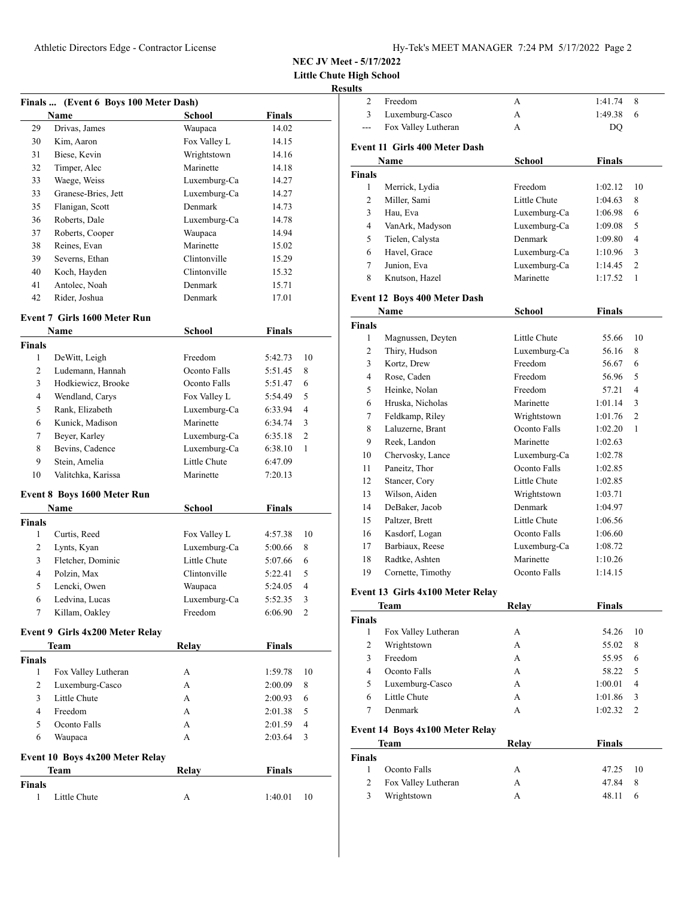**NEC JV Meet - 5/17/2022**
**Little Chute High School**
**Results**

### Finals ... (Event 6 Boys 100 Meter Dash)

| | Name | School | Finals |
|---|---|---|---|
| 29 | Drivas, James | Waupaca | 14.02 |
| 30 | Kim, Aaron | Fox Valley L | 14.15 |
| 31 | Biese, Kevin | Wrightstown | 14.16 |
| 32 | Timper, Alec | Marinette | 14.18 |
| 33 | Waege, Weiss | Luxemburg-Ca | 14.27 |
| 33 | Granese-Bries, Jett | Luxemburg-Ca | 14.27 |
| 35 | Flanigan, Scott | Denmark | 14.73 |
| 36 | Roberts, Dale | Luxemburg-Ca | 14.78 |
| 37 | Roberts, Cooper | Waupaca | 14.94 |
| 38 | Reines, Evan | Marinette | 15.02 |
| 39 | Severns, Ethan | Clintonville | 15.29 |
| 40 | Koch, Hayden | Clintonville | 15.32 |
| 41 | Antolec, Noah | Denmark | 15.71 |
| 42 | Rider, Joshua | Denmark | 17.01 |

### Event 7 Girls 1600 Meter Run

| | Name | School | Finals | |
|---|---|---|---|---|
| **Finals** | | | | |
| 1 | DeWitt, Leigh | Freedom | 5:42.73 | 10 |
| 2 | Ludemann, Hannah | Oconto Falls | 5:51.45 | 8 |
| 3 | Hodkiewicz, Brooke | Oconto Falls | 5:51.47 | 6 |
| 4 | Wendland, Carys | Fox Valley L | 5:54.49 | 5 |
| 5 | Rank, Elizabeth | Luxemburg-Ca | 6:33.94 | 4 |
| 6 | Kunick, Madison | Marinette | 6:34.74 | 3 |
| 7 | Beyer, Karley | Luxemburg-Ca | 6:35.18 | 2 |
| 8 | Bevins, Cadence | Luxemburg-Ca | 6:38.10 | 1 |
| 9 | Stein, Amelia | Little Chute | 6:47.09 | |
| 10 | Valitchka, Karissa | Marinette | 7:20.13 | |

### Event 8 Boys 1600 Meter Run

| | Name | School | Finals | |
|---|---|---|---|---|
| **Finals** | | | | |
| 1 | Curtis, Reed | Fox Valley L | 4:57.38 | 10 |
| 2 | Lynts, Kyan | Luxemburg-Ca | 5:00.66 | 8 |
| 3 | Fletcher, Dominic | Little Chute | 5:07.66 | 6 |
| 4 | Polzin, Max | Clintonville | 5:22.41 | 5 |
| 5 | Lencki, Owen | Waupaca | 5:24.05 | 4 |
| 6 | Ledvina, Lucas | Luxemburg-Ca | 5:52.35 | 3 |
| 7 | Killam, Oakley | Freedom | 6:06.90 | 2 |

### Event 9 Girls 4x200 Meter Relay

| | Team | Relay | Finals | |
|---|---|---|---|---|
| **Finals** | | | | |
| 1 | Fox Valley Lutheran | A | 1:59.78 | 10 |
| 2 | Luxemburg-Casco | A | 2:00.09 | 8 |
| 3 | Little Chute | A | 2:00.93 | 6 |
| 4 | Freedom | A | 2:01.38 | 5 |
| 5 | Oconto Falls | A | 2:01.59 | 4 |
| 6 | Waupaca | A | 2:03.64 | 3 |

### Event 10 Boys 4x200 Meter Relay

| | Team | Relay | Finals | |
|---|---|---|---|---|
| **Finals** | | | | |
| 1 | Little Chute | A | 1:40.01 | 10 |
| 2 | Freedom | A | 1:41.74 | 8 |
| 3 | Luxemburg-Casco | A | 1:49.38 | 6 |
| --- | Fox Valley Lutheran | A | DQ | |

### Event 11 Girls 400 Meter Dash

| | Name | School | Finals | |
|---|---|---|---|---|
| **Finals** | | | | |
| 1 | Merrick, Lydia | Freedom | 1:02.12 | 10 |
| 2 | Miller, Sami | Little Chute | 1:04.63 | 8 |
| 3 | Hau, Eva | Luxemburg-Ca | 1:06.98 | 6 |
| 4 | VanArk, Madyson | Luxemburg-Ca | 1:09.08 | 5 |
| 5 | Tielen, Calysta | Denmark | 1:09.80 | 4 |
| 6 | Havel, Grace | Luxemburg-Ca | 1:10.96 | 3 |
| 7 | Junion, Eva | Luxemburg-Ca | 1:14.45 | 2 |
| 8 | Knutson, Hazel | Marinette | 1:17.52 | 1 |

### Event 12 Boys 400 Meter Dash

| | Name | School | Finals | |
|---|---|---|---|---|
| **Finals** | | | | |
| 1 | Magnussen, Deyten | Little Chute | 55.66 | 10 |
| 2 | Thiry, Hudson | Luxemburg-Ca | 56.16 | 8 |
| 3 | Kortz, Drew | Freedom | 56.67 | 6 |
| 4 | Rose, Caden | Freedom | 56.96 | 5 |
| 5 | Heinke, Nolan | Freedom | 57.21 | 4 |
| 6 | Hruska, Nicholas | Marinette | 1:01.14 | 3 |
| 7 | Feldkamp, Riley | Wrightstown | 1:01.76 | 2 |
| 8 | Laluzerne, Brant | Oconto Falls | 1:02.20 | 1 |
| 9 | Reek, Landon | Marinette | 1:02.63 | |
| 10 | Chervosky, Lance | Luxemburg-Ca | 1:02.78 | |
| 11 | Paneitz, Thor | Oconto Falls | 1:02.85 | |
| 12 | Stancer, Cory | Little Chute | 1:02.85 | |
| 13 | Wilson, Aiden | Wrightstown | 1:03.71 | |
| 14 | DeBaker, Jacob | Denmark | 1:04.97 | |
| 15 | Paltzer, Brett | Little Chute | 1:06.56 | |
| 16 | Kasdorf, Logan | Oconto Falls | 1:06.60 | |
| 17 | Barbiaux, Reese | Luxemburg-Ca | 1:08.72 | |
| 18 | Radtke, Ashten | Marinette | 1:10.26 | |
| 19 | Cornette, Timothy | Oconto Falls | 1:14.15 | |

### Event 13 Girls 4x100 Meter Relay

| | Team | Relay | Finals | |
|---|---|---|---|---|
| **Finals** | | | | |
| 1 | Fox Valley Lutheran | A | 54.26 | 10 |
| 2 | Wrightstown | A | 55.02 | 8 |
| 3 | Freedom | A | 55.95 | 6 |
| 4 | Oconto Falls | A | 58.22 | 5 |
| 5 | Luxemburg-Casco | A | 1:00.01 | 4 |
| 6 | Little Chute | A | 1:01.86 | 3 |
| 7 | Denmark | A | 1:02.32 | 2 |

### Event 14 Boys 4x100 Meter Relay

| | Team | Relay | Finals | |
|---|---|---|---|---|
| **Finals** | | | | |
| 1 | Oconto Falls | A | 47.25 | 10 |
| 2 | Fox Valley Lutheran | A | 47.84 | 8 |
| 3 | Wrightstown | A | 48.11 | 6 |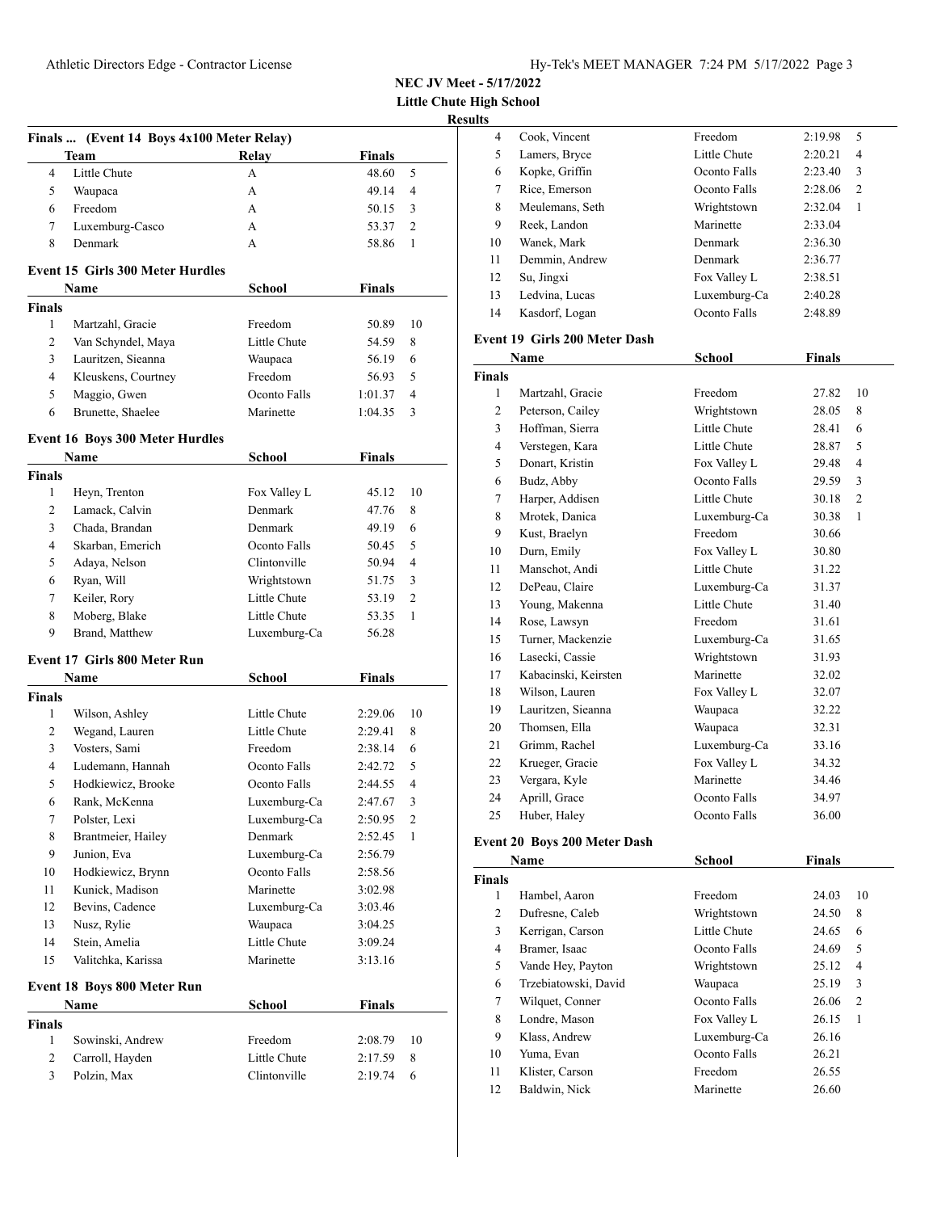**NEC JV Meet - 5/17/2022**
**Little Chute High School**
**Results**

### Finals ... (Event 14 Boys 4x100 Meter Relay)

| | Team | Relay | Finals | |
|---|---|---|---|---|
| 4 | Little Chute | A | 48.60 | 5 |
| 5 | Waupaca | A | 49.14 | 4 |
| 6 | Freedom | A | 50.15 | 3 |
| 7 | Luxemburg-Casco | A | 53.37 | 2 |
| 8 | Denmark | A | 58.86 | 1 |

### Event 15 Girls 300 Meter Hurdles

| | Name | School | Finals | |
|---|---|---|---|---|
| **Finals** | | | | |
| 1 | Martzahl, Gracie | Freedom | 50.89 | 10 |
| 2 | Van Schyndel, Maya | Little Chute | 54.59 | 8 |
| 3 | Lauritzen, Sieanna | Waupaca | 56.19 | 6 |
| 4 | Kleuskens, Courtney | Freedom | 56.93 | 5 |
| 5 | Maggio, Gwen | Oconto Falls | 1:01.37 | 4 |
| 6 | Brunette, Shaelee | Marinette | 1:04.35 | 3 |

### Event 16 Boys 300 Meter Hurdles

| | Name | School | Finals | |
|---|---|---|---|---|
| **Finals** | | | | |
| 1 | Heyn, Trenton | Fox Valley L | 45.12 | 10 |
| 2 | Lamack, Calvin | Denmark | 47.76 | 8 |
| 3 | Chada, Brandan | Denmark | 49.19 | 6 |
| 4 | Skarban, Emerich | Oconto Falls | 50.45 | 5 |
| 5 | Adaya, Nelson | Clintonville | 50.94 | 4 |
| 6 | Ryan, Will | Wrightstown | 51.75 | 3 |
| 7 | Keiler, Rory | Little Chute | 53.19 | 2 |
| 8 | Moberg, Blake | Little Chute | 53.35 | 1 |
| 9 | Brand, Matthew | Luxemburg-Ca | 56.28 | |

### Event 17 Girls 800 Meter Run

| | Name | School | Finals | |
|---|---|---|---|---|
| **Finals** | | | | |
| 1 | Wilson, Ashley | Little Chute | 2:29.06 | 10 |
| 2 | Wegand, Lauren | Little Chute | 2:29.41 | 8 |
| 3 | Vosters, Sami | Freedom | 2:38.14 | 6 |
| 4 | Ludemann, Hannah | Oconto Falls | 2:42.72 | 5 |
| 5 | Hodkiewicz, Brooke | Oconto Falls | 2:44.55 | 4 |
| 6 | Rank, McKenna | Luxemburg-Ca | 2:47.67 | 3 |
| 7 | Polster, Lexi | Luxemburg-Ca | 2:50.95 | 2 |
| 8 | Brantmeier, Hailey | Denmark | 2:52.45 | 1 |
| 9 | Junion, Eva | Luxemburg-Ca | 2:56.79 | |
| 10 | Hodkiewicz, Brynn | Oconto Falls | 2:58.56 | |
| 11 | Kunick, Madison | Marinette | 3:02.98 | |
| 12 | Bevins, Cadence | Luxemburg-Ca | 3:03.46 | |
| 13 | Nusz, Rylie | Waupaca | 3:04.25 | |
| 14 | Stein, Amelia | Little Chute | 3:09.24 | |
| 15 | Valitchka, Karissa | Marinette | 3:13.16 | |

### Event 18 Boys 800 Meter Run

| | Name | School | Finals | |
|---|---|---|---|---|
| **Finals** | | | | |
| 1 | Sowinski, Andrew | Freedom | 2:08.79 | 10 |
| 2 | Carroll, Hayden | Little Chute | 2:17.59 | 8 |
| 3 | Polzin, Max | Clintonville | 2:19.74 | 6 |
| 4 | Cook, Vincent | Freedom | 2:19.98 | 5 |
| 5 | Lamers, Bryce | Little Chute | 2:20.21 | 4 |
| 6 | Kopke, Griffin | Oconto Falls | 2:23.40 | 3 |
| 7 | Rice, Emerson | Oconto Falls | 2:28.06 | 2 |
| 8 | Meulemans, Seth | Wrightstown | 2:32.04 | 1 |
| 9 | Reek, Landon | Marinette | 2:33.04 | |
| 10 | Wanek, Mark | Denmark | 2:36.30 | |
| 11 | Demmin, Andrew | Denmark | 2:36.77 | |
| 12 | Su, Jingxi | Fox Valley L | 2:38.51 | |
| 13 | Ledvina, Lucas | Luxemburg-Ca | 2:40.28 | |
| 14 | Kasdorf, Logan | Oconto Falls | 2:48.89 | |

### Event 19 Girls 200 Meter Dash

| | Name | School | Finals | |
|---|---|---|---|---|
| **Finals** | | | | |
| 1 | Martzahl, Gracie | Freedom | 27.82 | 10 |
| 2 | Peterson, Cailey | Wrightstown | 28.05 | 8 |
| 3 | Hoffman, Sierra | Little Chute | 28.41 | 6 |
| 4 | Verstegen, Kara | Little Chute | 28.87 | 5 |
| 5 | Donart, Kristin | Fox Valley L | 29.48 | 4 |
| 6 | Budz, Abby | Oconto Falls | 29.59 | 3 |
| 7 | Harper, Addisen | Little Chute | 30.18 | 2 |
| 8 | Mrotek, Danica | Luxemburg-Ca | 30.38 | 1 |
| 9 | Kust, Braelyn | Freedom | 30.66 | |
| 10 | Durn, Emily | Fox Valley L | 30.80 | |
| 11 | Manschot, Andi | Little Chute | 31.22 | |
| 12 | DePeau, Claire | Luxemburg-Ca | 31.37 | |
| 13 | Young, Makenna | Little Chute | 31.40 | |
| 14 | Rose, Lawsyn | Freedom | 31.61 | |
| 15 | Turner, Mackenzie | Luxemburg-Ca | 31.65 | |
| 16 | Lasecki, Cassie | Wrightstown | 31.93 | |
| 17 | Kabacinski, Keirsten | Marinette | 32.02 | |
| 18 | Wilson, Lauren | Fox Valley L | 32.07 | |
| 19 | Lauritzen, Sieanna | Waupaca | 32.22 | |
| 20 | Thomsen, Ella | Waupaca | 32.31 | |
| 21 | Grimm, Rachel | Luxemburg-Ca | 33.16 | |
| 22 | Krueger, Gracie | Fox Valley L | 34.32 | |
| 23 | Vergara, Kyle | Marinette | 34.46 | |
| 24 | Aprill, Grace | Oconto Falls | 34.97 | |
| 25 | Huber, Haley | Oconto Falls | 36.00 | |

### Event 20 Boys 200 Meter Dash

| | Name | School | Finals | |
|---|---|---|---|---|
| **Finals** | | | | |
| 1 | Hambel, Aaron | Freedom | 24.03 | 10 |
| 2 | Dufresne, Caleb | Wrightstown | 24.50 | 8 |
| 3 | Kerrigan, Carson | Little Chute | 24.65 | 6 |
| 4 | Bramer, Isaac | Oconto Falls | 24.69 | 5 |
| 5 | Vande Hey, Payton | Wrightstown | 25.12 | 4 |
| 6 | Trzebiatowski, David | Waupaca | 25.19 | 3 |
| 7 | Wilquet, Conner | Oconto Falls | 26.06 | 2 |
| 8 | Londre, Mason | Fox Valley L | 26.15 | 1 |
| 9 | Klass, Andrew | Luxemburg-Ca | 26.16 | |
| 10 | Yuma, Evan | Oconto Falls | 26.21 | |
| 11 | Klister, Carson | Freedom | 26.55 | |
| 12 | Baldwin, Nick | Marinette | 26.60 | |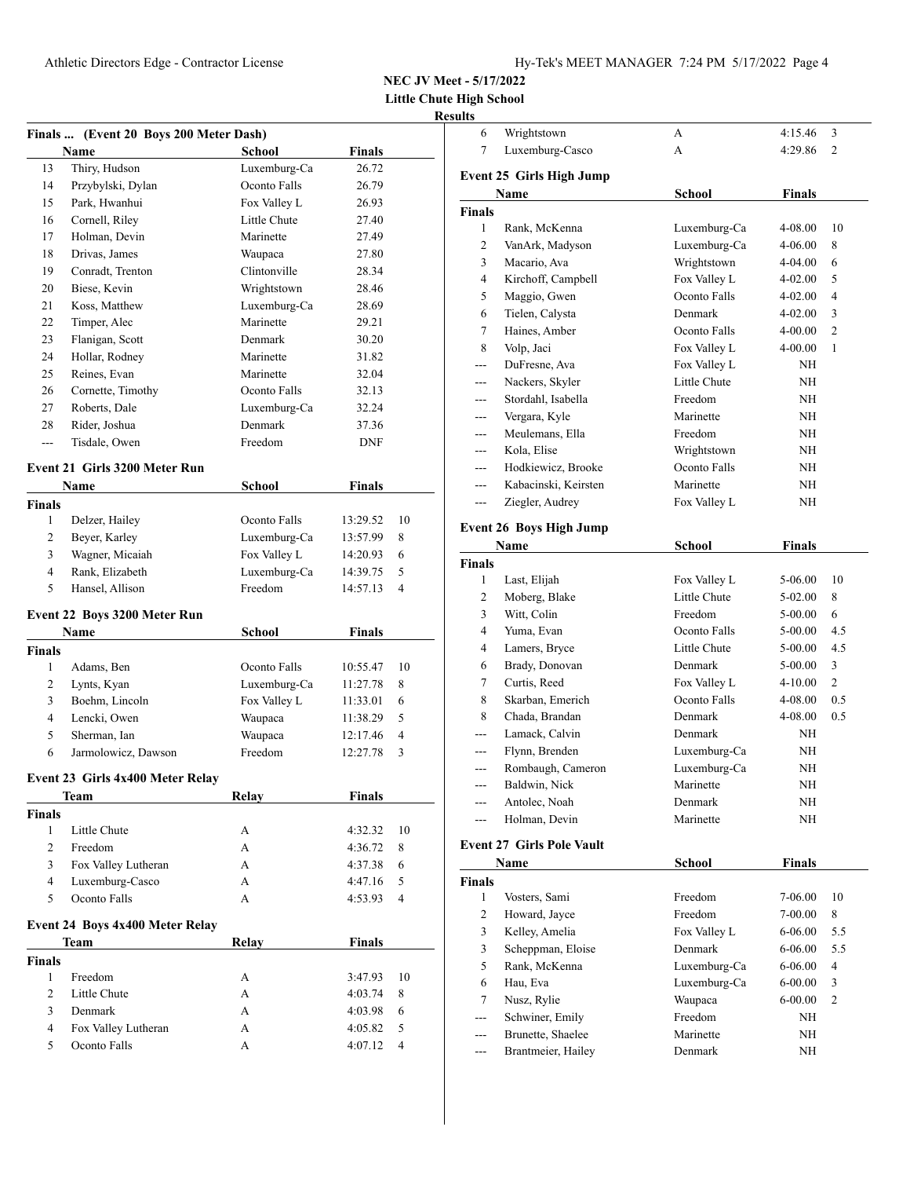**NEC JV Meet - 5/17/2022**
**Little Chute High School**
**Results**

### Finals ... (Event 20 Boys 200 Meter Dash)

| | Name | School | Finals |
|---|---|---|---|
| 13 | Thiry, Hudson | Luxemburg-Ca | 26.72 |
| 14 | Przybylski, Dylan | Oconto Falls | 26.79 |
| 15 | Park, Hwanhui | Fox Valley L | 26.93 |
| 16 | Cornell, Riley | Little Chute | 27.40 |
| 17 | Holman, Devin | Marinette | 27.49 |
| 18 | Drivas, James | Waupaca | 27.80 |
| 19 | Conradt, Trenton | Clintonville | 28.34 |
| 20 | Biese, Kevin | Wrightstown | 28.46 |
| 21 | Koss, Matthew | Luxemburg-Ca | 28.69 |
| 22 | Timper, Alec | Marinette | 29.21 |
| 23 | Flanigan, Scott | Denmark | 30.20 |
| 24 | Hollar, Rodney | Marinette | 31.82 |
| 25 | Reines, Evan | Marinette | 32.04 |
| 26 | Cornette, Timothy | Oconto Falls | 32.13 |
| 27 | Roberts, Dale | Luxemburg-Ca | 32.24 |
| 28 | Rider, Joshua | Denmark | 37.36 |
| --- | Tisdale, Owen | Freedom | DNF |

### Event 21 Girls 3200 Meter Run

| | Name | School | Finals | |
|---|---|---|---|---|
| **Finals** | | | | |
| 1 | Delzer, Hailey | Oconto Falls | 13:29.52 | 10 |
| 2 | Beyer, Karley | Luxemburg-Ca | 13:57.99 | 8 |
| 3 | Wagner, Micaiah | Fox Valley L | 14:20.93 | 6 |
| 4 | Rank, Elizabeth | Luxemburg-Ca | 14:39.75 | 5 |
| 5 | Hansel, Allison | Freedom | 14:57.13 | 4 |

### Event 22 Boys 3200 Meter Run

| | Name | School | Finals | |
|---|---|---|---|---|
| **Finals** | | | | |
| 1 | Adams, Ben | Oconto Falls | 10:55.47 | 10 |
| 2 | Lynts, Kyan | Luxemburg-Ca | 11:27.78 | 8 |
| 3 | Boehm, Lincoln | Fox Valley L | 11:33.01 | 6 |
| 4 | Lencki, Owen | Waupaca | 11:38.29 | 5 |
| 5 | Sherman, Ian | Waupaca | 12:17.46 | 4 |
| 6 | Jarmolowicz, Dawson | Freedom | 12:27.78 | 3 |

### Event 23 Girls 4x400 Meter Relay

| | Team | Relay | Finals | |
|---|---|---|---|---|
| **Finals** | | | | |
| 1 | Little Chute | A | 4:32.32 | 10 |
| 2 | Freedom | A | 4:36.72 | 8 |
| 3 | Fox Valley Lutheran | A | 4:37.38 | 6 |
| 4 | Luxemburg-Casco | A | 4:47.16 | 5 |
| 5 | Oconto Falls | A | 4:53.93 | 4 |

### Event 24 Boys 4x400 Meter Relay

| | Team | Relay | Finals | |
|---|---|---|---|---|
| **Finals** | | | | |
| 1 | Freedom | A | 3:47.93 | 10 |
| 2 | Little Chute | A | 4:03.74 | 8 |
| 3 | Denmark | A | 4:03.98 | 6 |
| 4 | Fox Valley Lutheran | A | 4:05.82 | 5 |
| 5 | Oconto Falls | A | 4:07.12 | 4 |
| 6 | Wrightstown | A | 4:15.46 | 3 |
| 7 | Luxemburg-Casco | A | 4:29.86 | 2 |

### Event 25 Girls High Jump

| | Name | School | Finals | |
|---|---|---|---|---|
| **Finals** | | | | |
| 1 | Rank, McKenna | Luxemburg-Ca | 4-08.00 | 10 |
| 2 | VanArk, Madyson | Luxemburg-Ca | 4-06.00 | 8 |
| 3 | Macario, Ava | Wrightstown | 4-04.00 | 6 |
| 4 | Kirchoff, Campbell | Fox Valley L | 4-02.00 | 5 |
| 5 | Maggio, Gwen | Oconto Falls | 4-02.00 | 4 |
| 6 | Tielen, Calysta | Denmark | 4-02.00 | 3 |
| 7 | Haines, Amber | Oconto Falls | 4-00.00 | 2 |
| 8 | Volp, Jaci | Fox Valley L | 4-00.00 | 1 |
| --- | DuFresne, Ava | Fox Valley L | NH | |
| --- | Nackers, Skyler | Little Chute | NH | |
| --- | Stordahl, Isabella | Freedom | NH | |
| --- | Vergara, Kyle | Marinette | NH | |
| --- | Meulemans, Ella | Freedom | NH | |
| --- | Kola, Elise | Wrightstown | NH | |
| --- | Hodkiewicz, Brooke | Oconto Falls | NH | |
| --- | Kabacinski, Keirsten | Marinette | NH | |
| --- | Ziegler, Audrey | Fox Valley L | NH | |

### Event 26 Boys High Jump

| | Name | School | Finals | |
|---|---|---|---|---|
| **Finals** | | | | |
| 1 | Last, Elijah | Fox Valley L | 5-06.00 | 10 |
| 2 | Moberg, Blake | Little Chute | 5-02.00 | 8 |
| 3 | Witt, Colin | Freedom | 5-00.00 | 6 |
| 4 | Yuma, Evan | Oconto Falls | 5-00.00 | 4.5 |
| 4 | Lamers, Bryce | Little Chute | 5-00.00 | 4.5 |
| 6 | Brady, Donovan | Denmark | 5-00.00 | 3 |
| 7 | Curtis, Reed | Fox Valley L | 4-10.00 | 2 |
| 8 | Skarban, Emerich | Oconto Falls | 4-08.00 | 0.5 |
| 8 | Chada, Brandan | Denmark | 4-08.00 | 0.5 |
| --- | Lamack, Calvin | Denmark | NH | |
| --- | Flynn, Brenden | Luxemburg-Ca | NH | |
| --- | Rombaugh, Cameron | Luxemburg-Ca | NH | |
| --- | Baldwin, Nick | Marinette | NH | |
| --- | Antolec, Noah | Denmark | NH | |
| --- | Holman, Devin | Marinette | NH | |

### Event 27 Girls Pole Vault

| | Name | School | Finals | |
|---|---|---|---|---|
| **Finals** | | | | |
| 1 | Vosters, Sami | Freedom | 7-06.00 | 10 |
| 2 | Howard, Jayce | Freedom | 7-00.00 | 8 |
| 3 | Kelley, Amelia | Fox Valley L | 6-06.00 | 5.5 |
| 3 | Scheppman, Eloise | Denmark | 6-06.00 | 5.5 |
| 5 | Rank, McKenna | Luxemburg-Ca | 6-06.00 | 4 |
| 6 | Hau, Eva | Luxemburg-Ca | 6-00.00 | 3 |
| 7 | Nusz, Rylie | Waupaca | 6-00.00 | 2 |
| --- | Schwiner, Emily | Freedom | NH | |
| --- | Brunette, Shaelee | Marinette | NH | |
| --- | Brantmeier, Hailey | Denmark | NH | |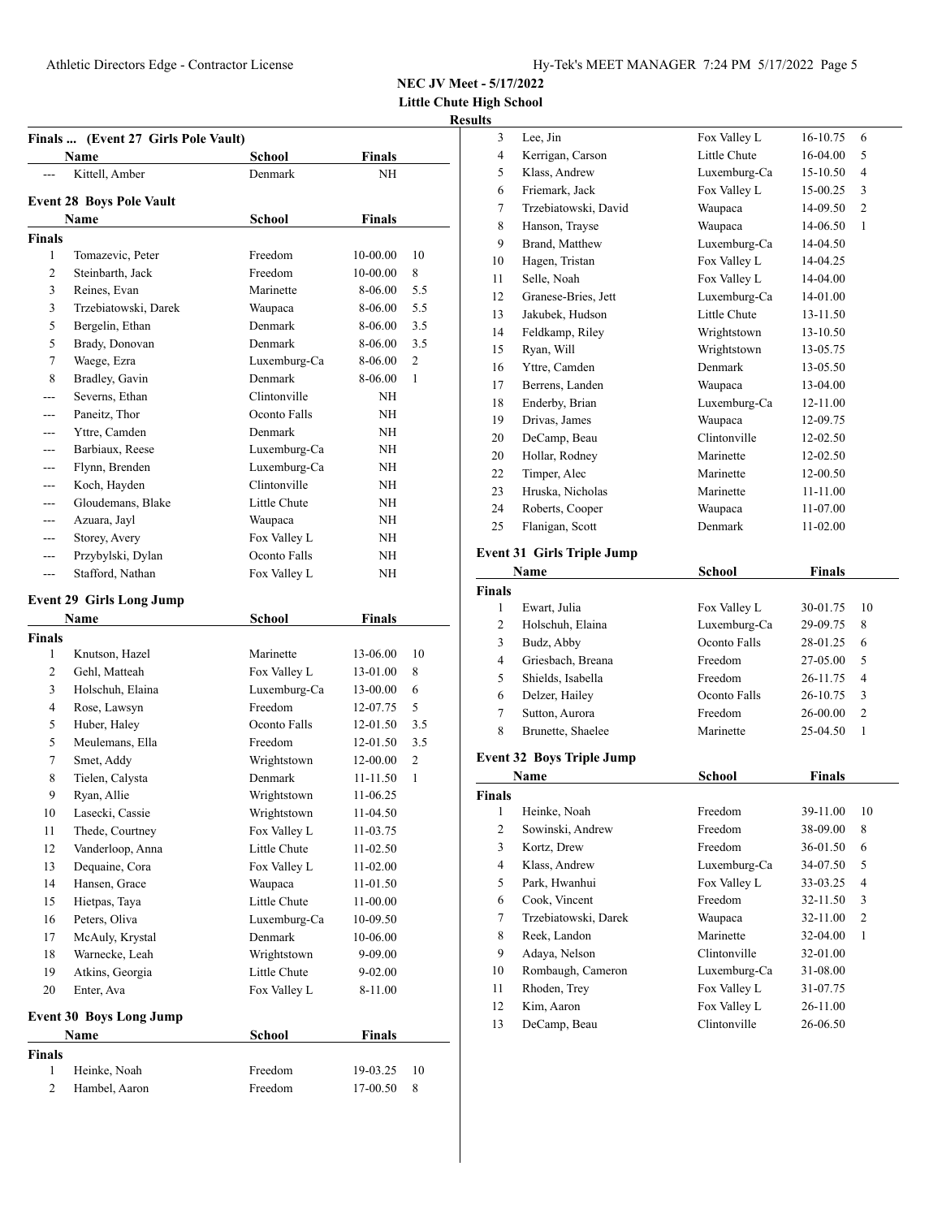**NEC JV Meet - 5/17/2022**
**Little Chute High School**
**Results**

### Finals ... (Event 27 Girls Pole Vault)

| | Name | School | Finals | |
|---|---|---|---|---|
| --- | Kittell, Amber | Denmark | NH | |

### Event 28 Boys Pole Vault

| | Name | School | Finals | |
|---|---|---|---|---|
| **Finals** | | | | |
| 1 | Tomazevic, Peter | Freedom | 10-00.00 | 10 |
| 2 | Steinbarth, Jack | Freedom | 10-00.00 | 8 |
| 3 | Reines, Evan | Marinette | 8-06.00 | 5.5 |
| 3 | Trzebiatowski, Darek | Waupaca | 8-06.00 | 5.5 |
| 5 | Bergelin, Ethan | Denmark | 8-06.00 | 3.5 |
| 5 | Brady, Donovan | Denmark | 8-06.00 | 3.5 |
| 7 | Waege, Ezra | Luxemburg-Ca | 8-06.00 | 2 |
| 8 | Bradley, Gavin | Denmark | 8-06.00 | 1 |
| --- | Severns, Ethan | Clintonville | NH | |
| --- | Paneitz, Thor | Oconto Falls | NH | |
| --- | Yttre, Camden | Denmark | NH | |
| --- | Barbiaux, Reese | Luxemburg-Ca | NH | |
| --- | Flynn, Brenden | Luxemburg-Ca | NH | |
| --- | Koch, Hayden | Clintonville | NH | |
| --- | Gloudemans, Blake | Little Chute | NH | |
| --- | Azuara, Jayl | Waupaca | NH | |
| --- | Storey, Avery | Fox Valley L | NH | |
| --- | Przybylski, Dylan | Oconto Falls | NH | |
| --- | Stafford, Nathan | Fox Valley L | NH | |

### Event 29 Girls Long Jump

| | Name | School | Finals | |
|---|---|---|---|---|
| **Finals** | | | | |
| 1 | Knutson, Hazel | Marinette | 13-06.00 | 10 |
| 2 | Gehl, Matteah | Fox Valley L | 13-01.00 | 8 |
| 3 | Holschuh, Elaina | Luxemburg-Ca | 13-00.00 | 6 |
| 4 | Rose, Lawsyn | Freedom | 12-07.75 | 5 |
| 5 | Huber, Haley | Oconto Falls | 12-01.50 | 3.5 |
| 5 | Meulemans, Ella | Freedom | 12-01.50 | 3.5 |
| 7 | Smet, Addy | Wrightstown | 12-00.00 | 2 |
| 8 | Tielen, Calysta | Denmark | 11-11.50 | 1 |
| 9 | Ryan, Allie | Wrightstown | 11-06.25 | |
| 10 | Lasecki, Cassie | Wrightstown | 11-04.50 | |
| 11 | Thede, Courtney | Fox Valley L | 11-03.75 | |
| 12 | Vanderloop, Anna | Little Chute | 11-02.50 | |
| 13 | Dequaine, Cora | Fox Valley L | 11-02.00 | |
| 14 | Hansen, Grace | Waupaca | 11-01.50 | |
| 15 | Hietpas, Taya | Little Chute | 11-00.00 | |
| 16 | Peters, Oliva | Luxemburg-Ca | 10-09.50 | |
| 17 | McAuly, Krystal | Denmark | 10-06.00 | |
| 18 | Warnecke, Leah | Wrightstown | 9-09.00 | |
| 19 | Atkins, Georgia | Little Chute | 9-02.00 | |
| 20 | Enter, Ava | Fox Valley L | 8-11.00 | |

### Event 30 Boys Long Jump

| | Name | School | Finals | |
|---|---|---|---|---|
| **Finals** | | | | |
| 1 | Heinke, Noah | Freedom | 19-03.25 | 10 |
| 2 | Hambel, Aaron | Freedom | 17-00.50 | 8 |
| 3 | Lee, Jin | Fox Valley L | 16-10.75 | 6 |
| 4 | Kerrigan, Carson | Little Chute | 16-04.00 | 5 |
| 5 | Klass, Andrew | Luxemburg-Ca | 15-10.50 | 4 |
| 6 | Friemark, Jack | Fox Valley L | 15-00.25 | 3 |
| 7 | Trzebiatowski, David | Waupaca | 14-09.50 | 2 |
| 8 | Hanson, Trayse | Waupaca | 14-06.50 | 1 |
| 9 | Brand, Matthew | Luxemburg-Ca | 14-04.50 | |
| 10 | Hagen, Tristan | Fox Valley L | 14-04.25 | |
| 11 | Selle, Noah | Fox Valley L | 14-04.00 | |
| 12 | Granese-Bries, Jett | Luxemburg-Ca | 14-01.00 | |
| 13 | Jakubek, Hudson | Little Chute | 13-11.50 | |
| 14 | Feldkamp, Riley | Wrightstown | 13-10.50 | |
| 15 | Ryan, Will | Wrightstown | 13-05.75 | |
| 16 | Yttre, Camden | Denmark | 13-05.50 | |
| 17 | Berrens, Landen | Waupaca | 13-04.00 | |
| 18 | Enderby, Brian | Luxemburg-Ca | 12-11.00 | |
| 19 | Drivas, James | Waupaca | 12-09.75 | |
| 20 | DeCamp, Beau | Clintonville | 12-02.50 | |
| 20 | Hollar, Rodney | Marinette | 12-02.50 | |
| 22 | Timper, Alec | Marinette | 12-00.50 | |
| 23 | Hruska, Nicholas | Marinette | 11-11.00 | |
| 24 | Roberts, Cooper | Waupaca | 11-07.00 | |
| 25 | Flanigan, Scott | Denmark | 11-02.00 | |

### Event 31 Girls Triple Jump

| | Name | School | Finals | |
|---|---|---|---|---|
| **Finals** | | | | |
| 1 | Ewart, Julia | Fox Valley L | 30-01.75 | 10 |
| 2 | Holschuh, Elaina | Luxemburg-Ca | 29-09.75 | 8 |
| 3 | Budz, Abby | Oconto Falls | 28-01.25 | 6 |
| 4 | Griesbach, Breana | Freedom | 27-05.00 | 5 |
| 5 | Shields, Isabella | Freedom | 26-11.75 | 4 |
| 6 | Delzer, Hailey | Oconto Falls | 26-10.75 | 3 |
| 7 | Sutton, Aurora | Freedom | 26-00.00 | 2 |
| 8 | Brunette, Shaelee | Marinette | 25-04.50 | 1 |

### Event 32 Boys Triple Jump

| | Name | School | Finals | |
|---|---|---|---|---|
| **Finals** | | | | |
| 1 | Heinke, Noah | Freedom | 39-11.00 | 10 |
| 2 | Sowinski, Andrew | Freedom | 38-09.00 | 8 |
| 3 | Kortz, Drew | Freedom | 36-01.50 | 6 |
| 4 | Klass, Andrew | Luxemburg-Ca | 34-07.50 | 5 |
| 5 | Park, Hwanhui | Fox Valley L | 33-03.25 | 4 |
| 6 | Cook, Vincent | Freedom | 32-11.50 | 3 |
| 7 | Trzebiatowski, Darek | Waupaca | 32-11.00 | 2 |
| 8 | Reek, Landon | Marinette | 32-04.00 | 1 |
| 9 | Adaya, Nelson | Clintonville | 32-01.00 | |
| 10 | Rombaugh, Cameron | Luxemburg-Ca | 31-08.00 | |
| 11 | Rhoden, Trey | Fox Valley L | 31-07.75 | |
| 12 | Kim, Aaron | Fox Valley L | 26-11.00 | |
| 13 | DeCamp, Beau | Clintonville | 26-06.50 | |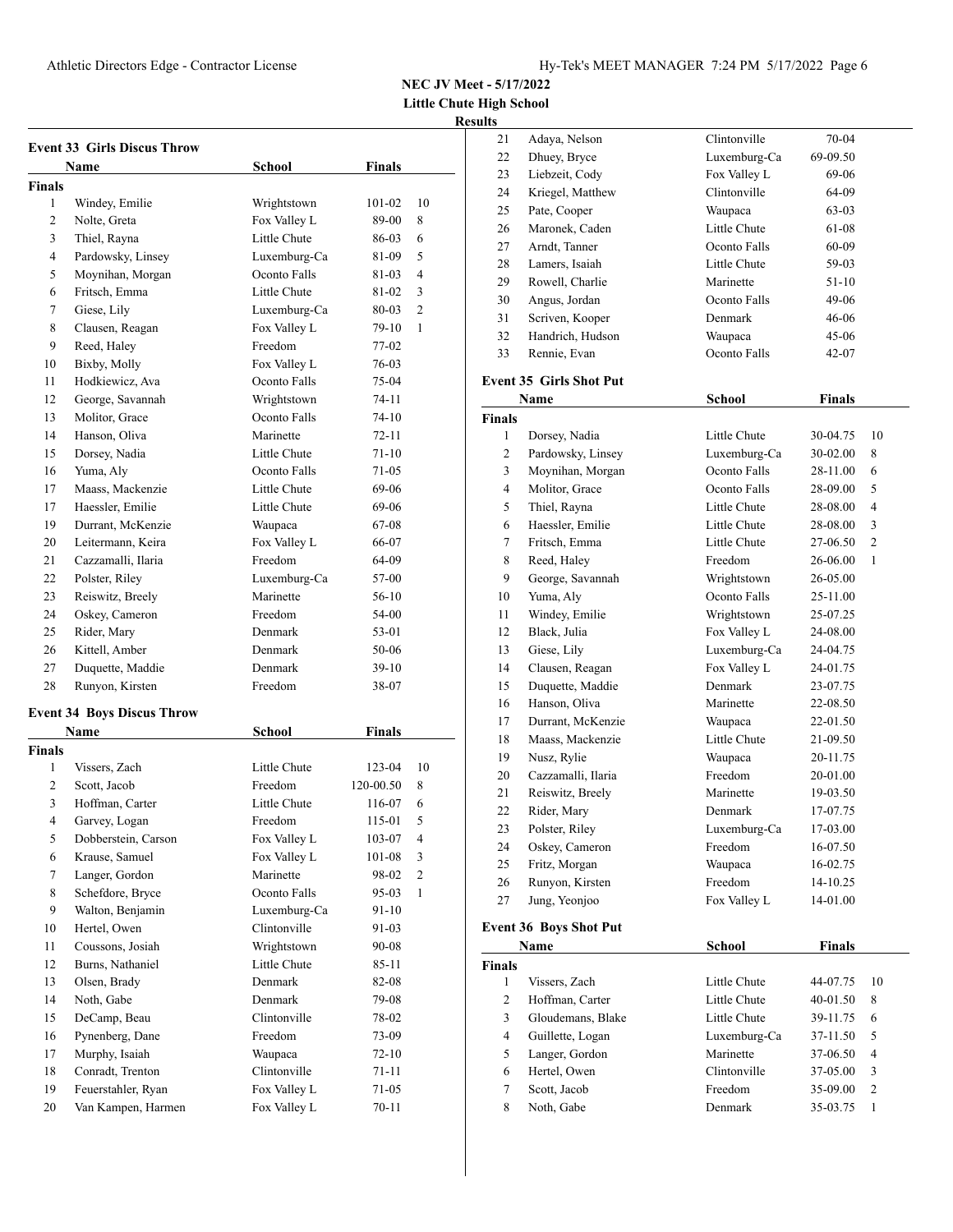**NEC JV Meet - 5/17/2022**
**Little Chute High School**
**Results**

### Event 33 Girls Discus Throw

| | Name | School | Finals | |
|---|---|---|---|---|
| **Finals** | | | | |
| 1 | Windey, Emilie | Wrightstown | 101-02 | 10 |
| 2 | Nolte, Greta | Fox Valley L | 89-00 | 8 |
| 3 | Thiel, Rayna | Little Chute | 86-03 | 6 |
| 4 | Pardowsky, Linsey | Luxemburg-Ca | 81-09 | 5 |
| 5 | Moynihan, Morgan | Oconto Falls | 81-03 | 4 |
| 6 | Fritsch, Emma | Little Chute | 81-02 | 3 |
| 7 | Giese, Lily | Luxemburg-Ca | 80-03 | 2 |
| 8 | Clausen, Reagan | Fox Valley L | 79-10 | 1 |
| 9 | Reed, Haley | Freedom | 77-02 | |
| 10 | Bixby, Molly | Fox Valley L | 76-03 | |
| 11 | Hodkiewicz, Ava | Oconto Falls | 75-04 | |
| 12 | George, Savannah | Wrightstown | 74-11 | |
| 13 | Molitor, Grace | Oconto Falls | 74-10 | |
| 14 | Hanson, Oliva | Marinette | 72-11 | |
| 15 | Dorsey, Nadia | Little Chute | 71-10 | |
| 16 | Yuma, Aly | Oconto Falls | 71-05 | |
| 17 | Maass, Mackenzie | Little Chute | 69-06 | |
| 17 | Haessler, Emilie | Little Chute | 69-06 | |
| 19 | Durrant, McKenzie | Waupaca | 67-08 | |
| 20 | Leitermann, Keira | Fox Valley L | 66-07 | |
| 21 | Cazzamalli, Ilaria | Freedom | 64-09 | |
| 22 | Polster, Riley | Luxemburg-Ca | 57-00 | |
| 23 | Reiswitz, Breely | Marinette | 56-10 | |
| 24 | Oskey, Cameron | Freedom | 54-00 | |
| 25 | Rider, Mary | Denmark | 53-01 | |
| 26 | Kittell, Amber | Denmark | 50-06 | |
| 27 | Duquette, Maddie | Denmark | 39-10 | |
| 28 | Runyon, Kirsten | Freedom | 38-07 | |

### Event 34 Boys Discus Throw

| | Name | School | Finals | |
|---|---|---|---|---|
| **Finals** | | | | |
| 1 | Vissers, Zach | Little Chute | 123-04 | 10 |
| 2 | Scott, Jacob | Freedom | 120-00.50 | 8 |
| 3 | Hoffman, Carter | Little Chute | 116-07 | 6 |
| 4 | Garvey, Logan | Freedom | 115-01 | 5 |
| 5 | Dobberstein, Carson | Fox Valley L | 103-07 | 4 |
| 6 | Krause, Samuel | Fox Valley L | 101-08 | 3 |
| 7 | Langer, Gordon | Marinette | 98-02 | 2 |
| 8 | Schefdore, Bryce | Oconto Falls | 95-03 | 1 |
| 9 | Walton, Benjamin | Luxemburg-Ca | 91-10 | |
| 10 | Hertel, Owen | Clintonville | 91-03 | |
| 11 | Coussons, Josiah | Wrightstown | 90-08 | |
| 12 | Burns, Nathaniel | Little Chute | 85-11 | |
| 13 | Olsen, Brady | Denmark | 82-08 | |
| 14 | Noth, Gabe | Denmark | 79-08 | |
| 15 | DeCamp, Beau | Clintonville | 78-02 | |
| 16 | Pynenberg, Dane | Freedom | 73-09 | |
| 17 | Murphy, Isaiah | Waupaca | 72-10 | |
| 18 | Conradt, Trenton | Clintonville | 71-11 | |
| 19 | Feuerstahler, Ryan | Fox Valley L | 71-05 | |
| 20 | Van Kampen, Harmen | Fox Valley L | 70-11 | |
| 21 | Adaya, Nelson | Clintonville | 70-04 | |
| 22 | Dhuey, Bryce | Luxemburg-Ca | 69-09.50 | |
| 23 | Liebzeit, Cody | Fox Valley L | 69-06 | |
| 24 | Kriegel, Matthew | Clintonville | 64-09 | |
| 25 | Pate, Cooper | Waupaca | 63-03 | |
| 26 | Maronek, Caden | Little Chute | 61-08 | |
| 27 | Arndt, Tanner | Oconto Falls | 60-09 | |
| 28 | Lamers, Isaiah | Little Chute | 59-03 | |
| 29 | Rowell, Charlie | Marinette | 51-10 | |
| 30 | Angus, Jordan | Oconto Falls | 49-06 | |
| 31 | Scriven, Kooper | Denmark | 46-06 | |
| 32 | Handrich, Hudson | Waupaca | 45-06 | |
| 33 | Rennie, Evan | Oconto Falls | 42-07 | |

### Event 35 Girls Shot Put

| | Name | School | Finals | |
|---|---|---|---|---|
| **Finals** | | | | |
| 1 | Dorsey, Nadia | Little Chute | 30-04.75 | 10 |
| 2 | Pardowsky, Linsey | Luxemburg-Ca | 30-02.00 | 8 |
| 3 | Moynihan, Morgan | Oconto Falls | 28-11.00 | 6 |
| 4 | Molitor, Grace | Oconto Falls | 28-09.00 | 5 |
| 5 | Thiel, Rayna | Little Chute | 28-08.00 | 4 |
| 6 | Haessler, Emilie | Little Chute | 28-08.00 | 3 |
| 7 | Fritsch, Emma | Little Chute | 27-06.50 | 2 |
| 8 | Reed, Haley | Freedom | 26-06.00 | 1 |
| 9 | George, Savannah | Wrightstown | 26-05.00 | |
| 10 | Yuma, Aly | Oconto Falls | 25-11.00 | |
| 11 | Windey, Emilie | Wrightstown | 25-07.25 | |
| 12 | Black, Julia | Fox Valley L | 24-08.00 | |
| 13 | Giese, Lily | Luxemburg-Ca | 24-04.75 | |
| 14 | Clausen, Reagan | Fox Valley L | 24-01.75 | |
| 15 | Duquette, Maddie | Denmark | 23-07.75 | |
| 16 | Hanson, Oliva | Marinette | 22-08.50 | |
| 17 | Durrant, McKenzie | Waupaca | 22-01.50 | |
| 18 | Maass, Mackenzie | Little Chute | 21-09.50 | |
| 19 | Nusz, Rylie | Waupaca | 20-11.75 | |
| 20 | Cazzamalli, Ilaria | Freedom | 20-01.00 | |
| 21 | Reiswitz, Breely | Marinette | 19-03.50 | |
| 22 | Rider, Mary | Denmark | 17-07.75 | |
| 23 | Polster, Riley | Luxemburg-Ca | 17-03.00 | |
| 24 | Oskey, Cameron | Freedom | 16-07.50 | |
| 25 | Fritz, Morgan | Waupaca | 16-02.75 | |
| 26 | Runyon, Kirsten | Freedom | 14-10.25 | |
| 27 | Jung, Yeonjoo | Fox Valley L | 14-01.00 | |

### Event 36 Boys Shot Put

| | Name | School | Finals | |
|---|---|---|---|---|
| **Finals** | | | | |
| 1 | Vissers, Zach | Little Chute | 44-07.75 | 10 |
| 2 | Hoffman, Carter | Little Chute | 40-01.50 | 8 |
| 3 | Gloudemans, Blake | Little Chute | 39-11.75 | 6 |
| 4 | Guillette, Logan | Luxemburg-Ca | 37-11.50 | 5 |
| 5 | Langer, Gordon | Marinette | 37-06.50 | 4 |
| 6 | Hertel, Owen | Clintonville | 37-05.00 | 3 |
| 7 | Scott, Jacob | Freedom | 35-09.00 | 2 |
| 8 | Noth, Gabe | Denmark | 35-03.75 | 1 |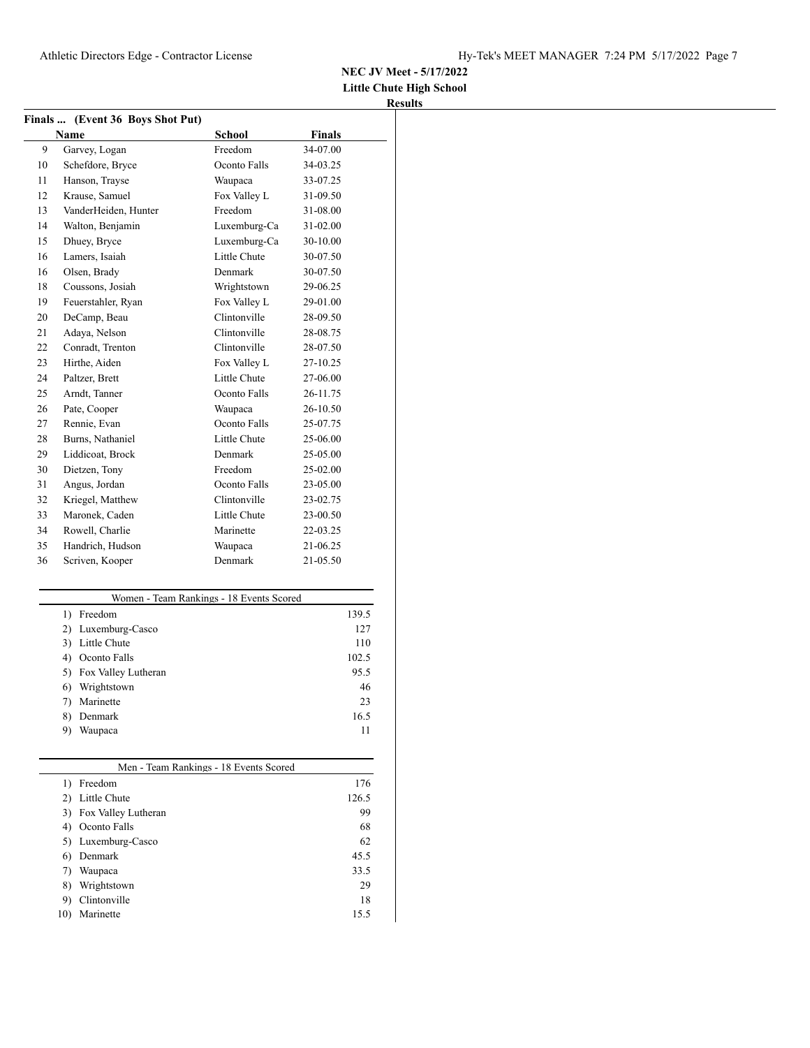**NEC JV Meet - 5/17/2022**

**Little Chute High School**

**Results**

### Finals ... (Event 36 Boys Shot Put)

| | Name | School | Finals |
|---|---|---|---|
| 9 | Garvey, Logan | Freedom | 34-07.00 |
| 10 | Schefdore, Bryce | Oconto Falls | 34-03.25 |
| 11 | Hanson, Trayse | Waupaca | 33-07.25 |
| 12 | Krause, Samuel | Fox Valley L | 31-09.50 |
| 13 | VanderHeiden, Hunter | Freedom | 31-08.00 |
| 14 | Walton, Benjamin | Luxemburg-Ca | 31-02.00 |
| 15 | Dhuey, Bryce | Luxemburg-Ca | 30-10.00 |
| 16 | Lamers, Isaiah | Little Chute | 30-07.50 |
| 16 | Olsen, Brady | Denmark | 30-07.50 |
| 18 | Coussons, Josiah | Wrightstown | 29-06.25 |
| 19 | Feuerstahler, Ryan | Fox Valley L | 29-01.00 |
| 20 | DeCamp, Beau | Clintonville | 28-09.50 |
| 21 | Adaya, Nelson | Clintonville | 28-08.75 |
| 22 | Conradt, Trenton | Clintonville | 28-07.50 |
| 23 | Hirthe, Aiden | Fox Valley L | 27-10.25 |
| 24 | Paltzer, Brett | Little Chute | 27-06.00 |
| 25 | Arndt, Tanner | Oconto Falls | 26-11.75 |
| 26 | Pate, Cooper | Waupaca | 26-10.50 |
| 27 | Rennie, Evan | Oconto Falls | 25-07.75 |
| 28 | Burns, Nathaniel | Little Chute | 25-06.00 |
| 29 | Liddicoat, Brock | Denmark | 25-05.00 |
| 30 | Dietzen, Tony | Freedom | 25-02.00 |
| 31 | Angus, Jordan | Oconto Falls | 23-05.00 |
| 32 | Kriegel, Matthew | Clintonville | 23-02.75 |
| 33 | Maronek, Caden | Little Chute | 23-00.50 |
| 34 | Rowell, Charlie | Marinette | 22-03.25 |
| 35 | Handrich, Hudson | Waupaca | 21-06.25 |
| 36 | Scriven, Kooper | Denmark | 21-05.50 |

### Women - Team Rankings - 18 Events Scored

| | Team | Points |
|---|---|---|
| 1) | Freedom | 139.5 |
| 2) | Luxemburg-Casco | 127 |
| 3) | Little Chute | 110 |
| 4) | Oconto Falls | 102.5 |
| 5) | Fox Valley Lutheran | 95.5 |
| 6) | Wrightstown | 46 |
| 7) | Marinette | 23 |
| 8) | Denmark | 16.5 |
| 9) | Waupaca | 11 |

### Men - Team Rankings - 18 Events Scored

| | Team | Points |
|---|---|---|
| 1) | Freedom | 176 |
| 2) | Little Chute | 126.5 |
| 3) | Fox Valley Lutheran | 99 |
| 4) | Oconto Falls | 68 |
| 5) | Luxemburg-Casco | 62 |
| 6) | Denmark | 45.5 |
| 7) | Waupaca | 33.5 |
| 8) | Wrightstown | 29 |
| 9) | Clintonville | 18 |
| 10) | Marinette | 15.5 |